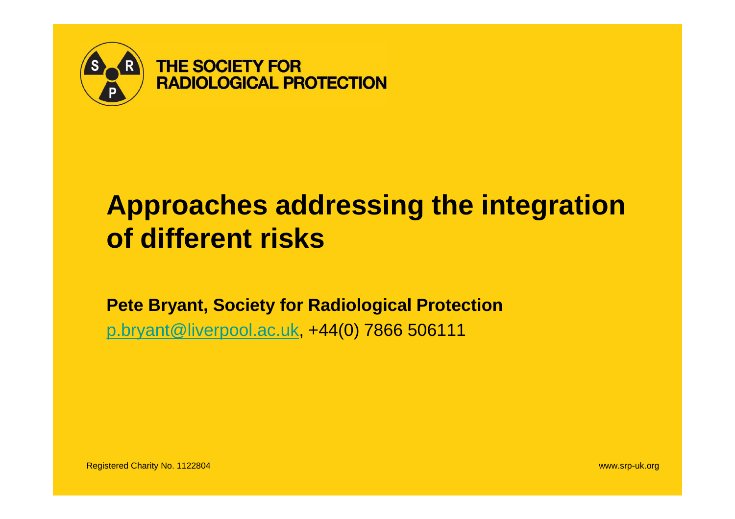THE SOCIETY FOR RADIOLOGICAL PROTECTION

# Approaches addressing the integration of different risks

**Pete Bryant, Society for Radiological Protection**

p.bryant@liverpool.ac.uk, +44(0) 7866 506111

Registered Charity No. 1122804

www.srp-uk.org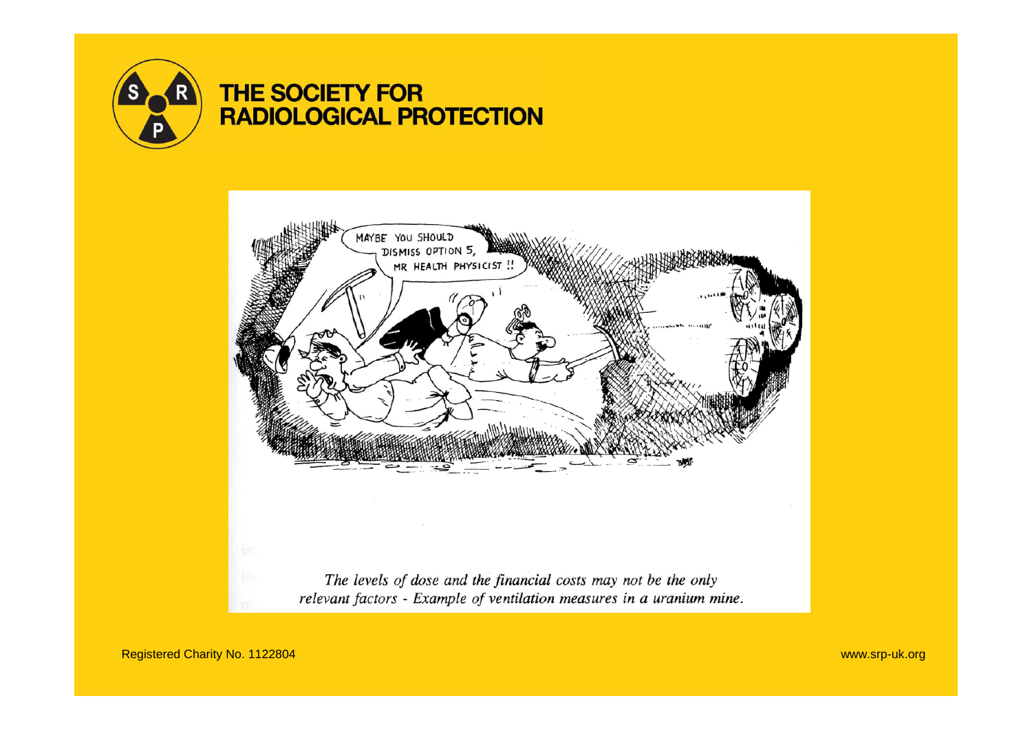# THE SOCIETY FOR RADIOLOGICAL PROTECTION

MAYBE YOU SHOULD DISMISS OPTION 5, MR HEALTH PHYSICIST !!

*The levels of dose and the financial costs may not be the only relevant factors - Example of ventilation measures in a uranium mine.*

Registered Charity No. 1122804

www.srp-uk.org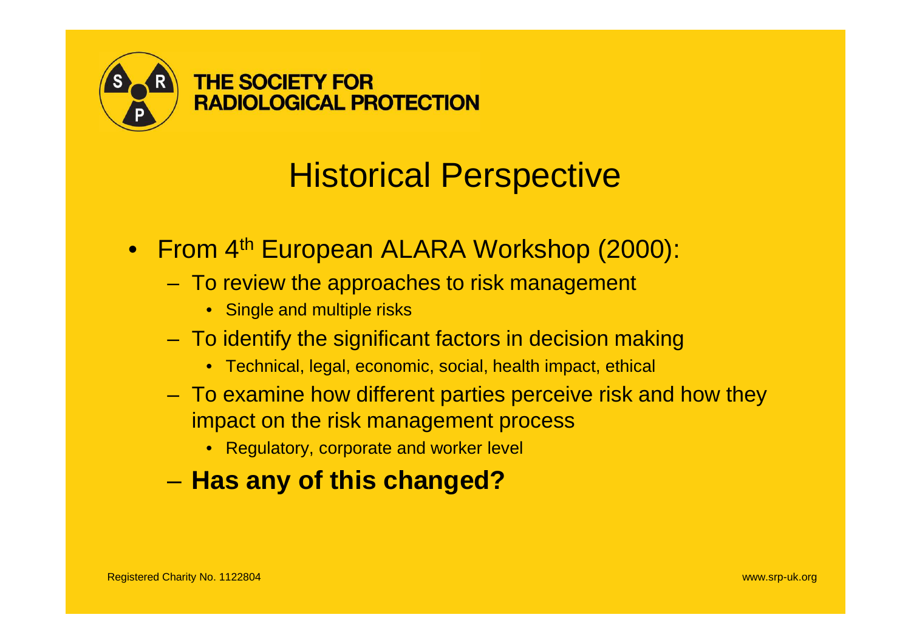# Historical Perspective

- From 4th European ALARA Workshop (2000):
  - To review the approaches to risk management
    - Single and multiple risks
  - To identify the significant factors in decision making
    - Technical, legal, economic, social, health impact, ethical
  - To examine how different parties perceive risk and how they impact on the risk management process
    - Regulatory, corporate and worker level
  - **Has any of this changed?**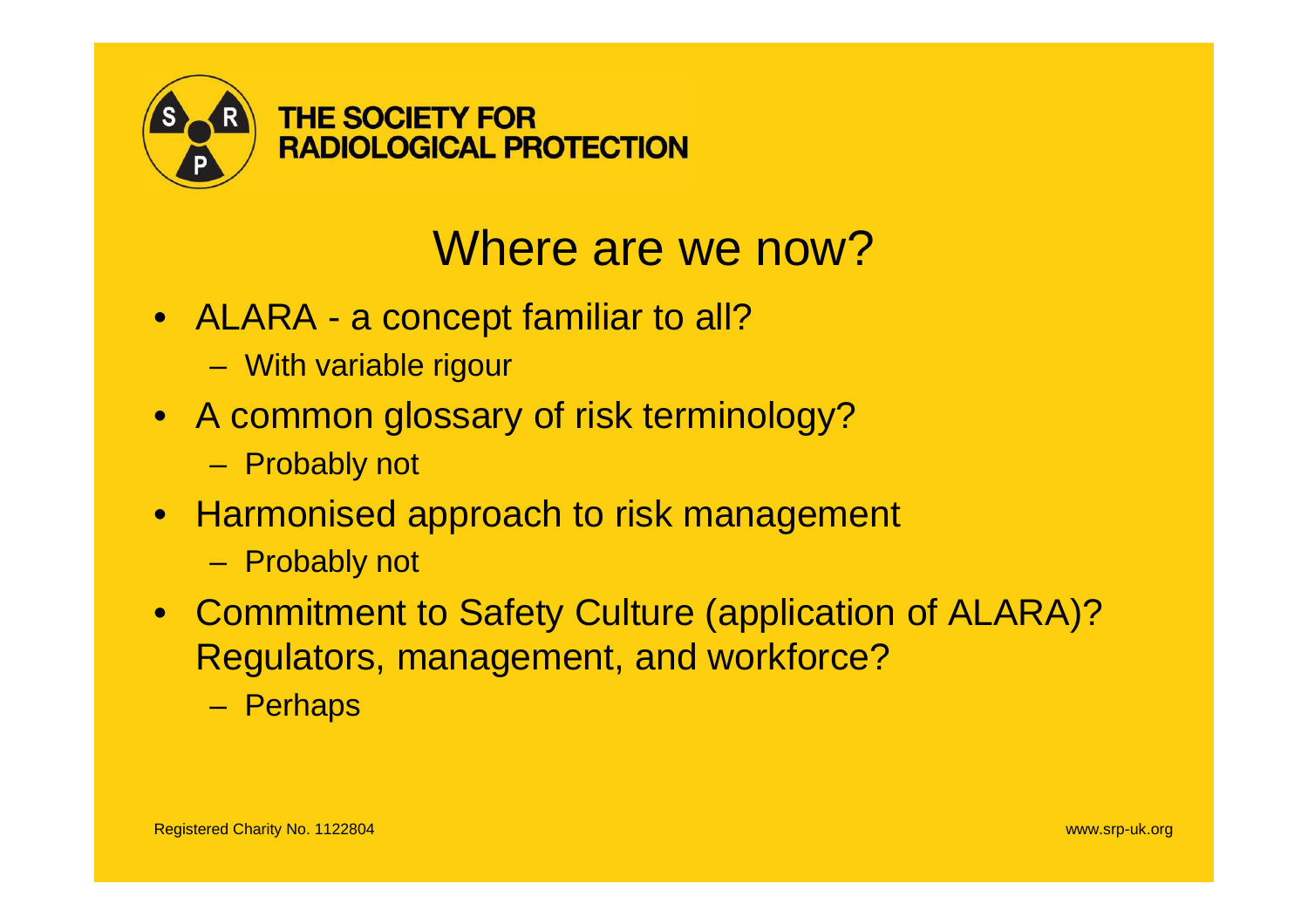# Where are we now?

- ALARA - a concept familiar to all?
  - With variable rigour
- A common glossary of risk terminology?
  - Probably not
- Harmonised approach to risk management
  - Probably not
- Commitment to Safety Culture (application of ALARA)? Regulators, management, and workforce?
  - Perhaps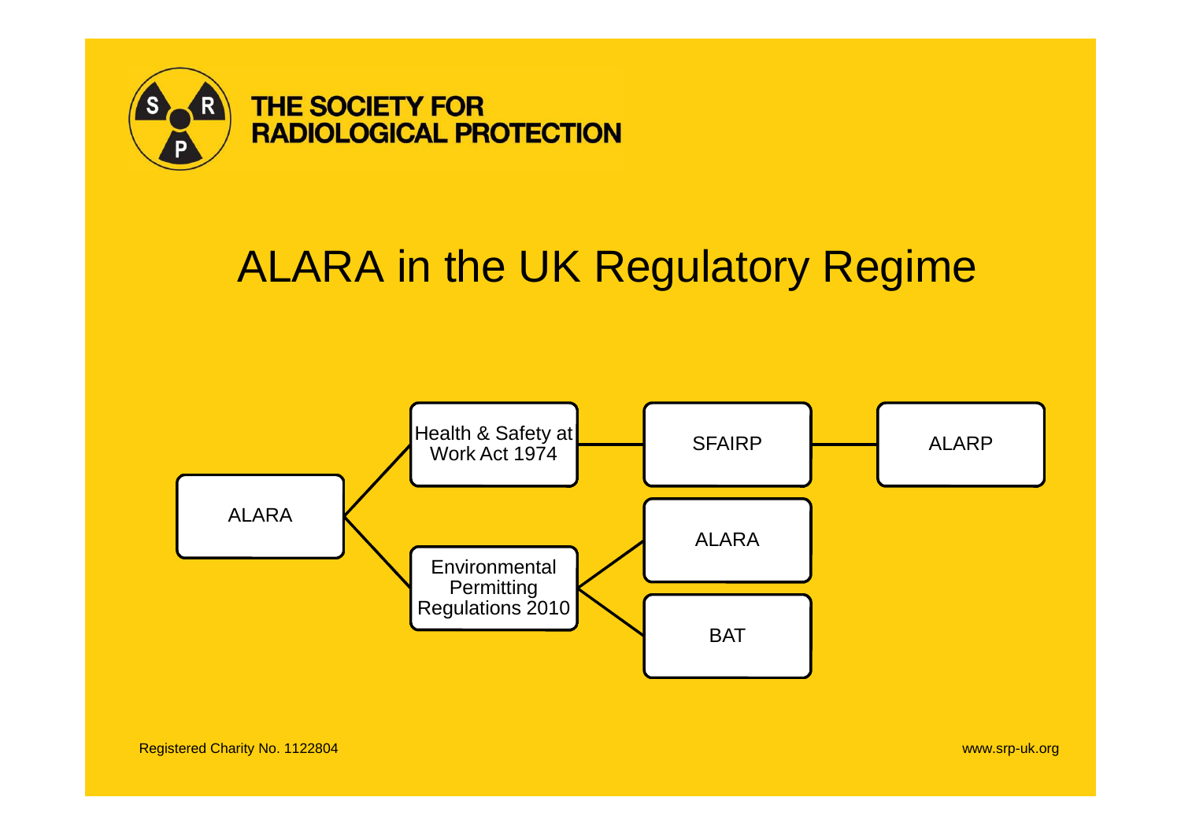# ALARA in the UK Regulatory Regime

- ALARA
  - Health & Safety at Work Act 1974
    - SFAIRP
      - ALARP
  - Environmental Permitting Regulations 2010
    - ALARA
    - BAT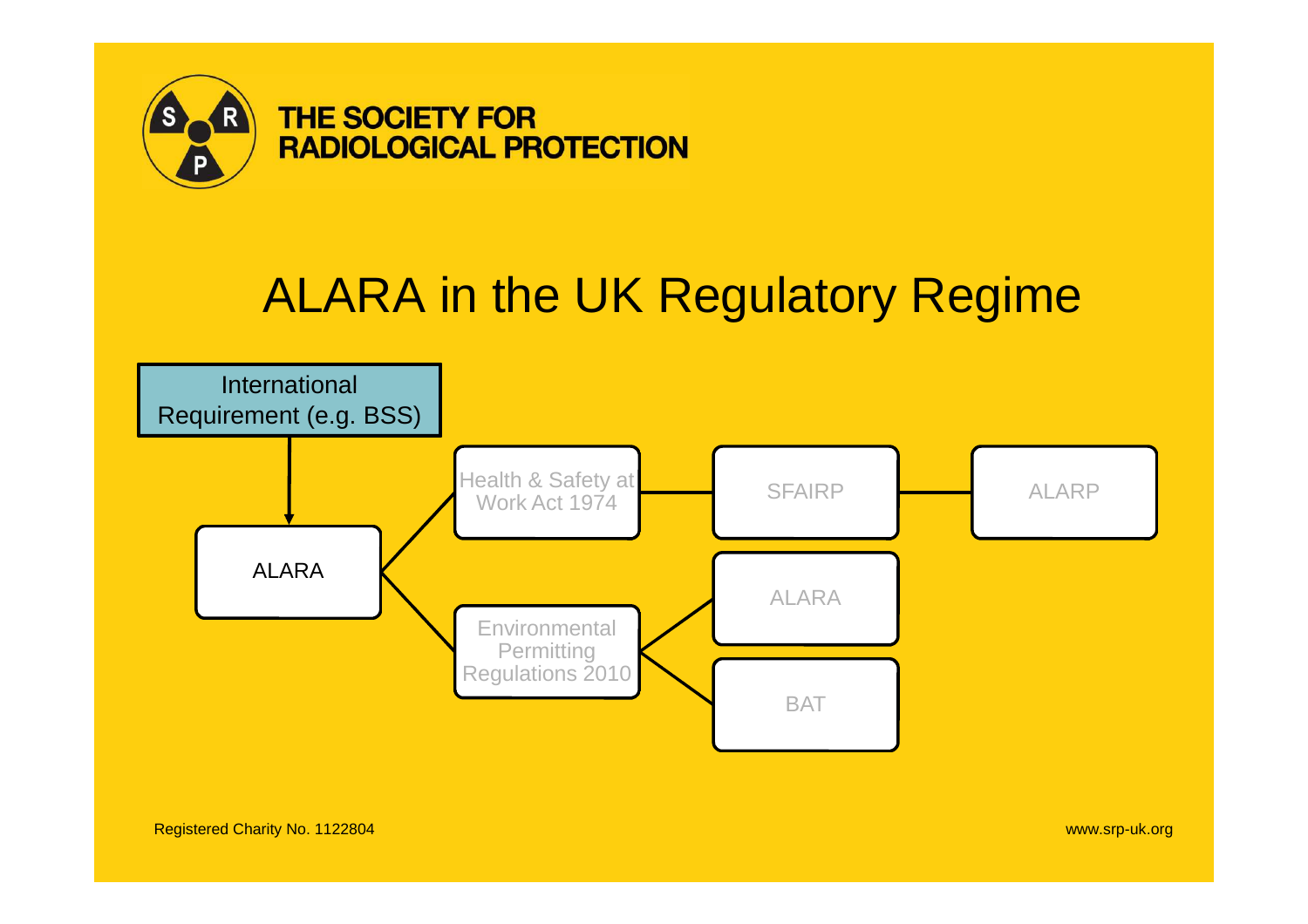THE SOCIETY FOR RADIOLOGICAL PROTECTION

# ALARA in the UK Regulatory Regime

- International Requirement (e.g. BSS)
  - ALARA
    - Health & Safety at Work Act 1974
      - SFAIRP
        - ALARP
    - Environmental Permitting Regulations 2010
      - ALARA
      - BAT

Registered Charity No. 1122804

www.srp-uk.org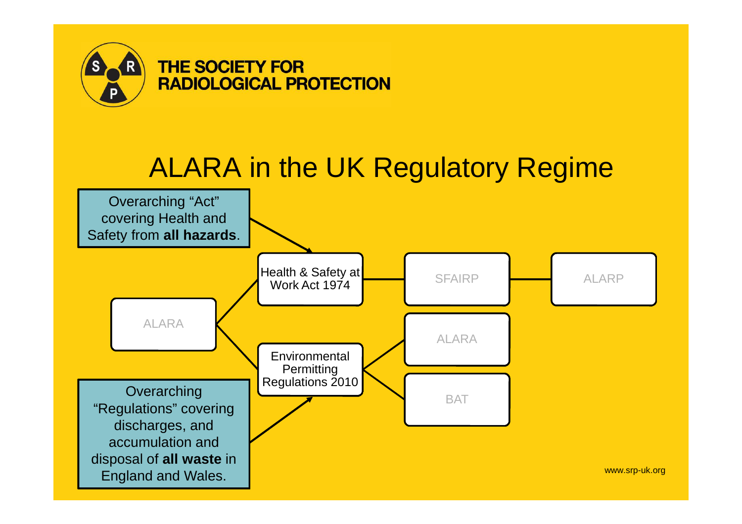THE SOCIETY FOR RADIOLOGICAL PROTECTION

# ALARA in the UK Regulatory Regime

Overarching "Act" covering Health and Safety from **all hazards**.

Health & Safety at Work Act 1974

SFAIRP

ALARP

ALARA

ALARA

Environmental Permitting Regulations 2010

BAT

Overarching "Regulations" covering discharges, and accumulation and disposal of **all waste** in England and Wales.

www.srp-uk.org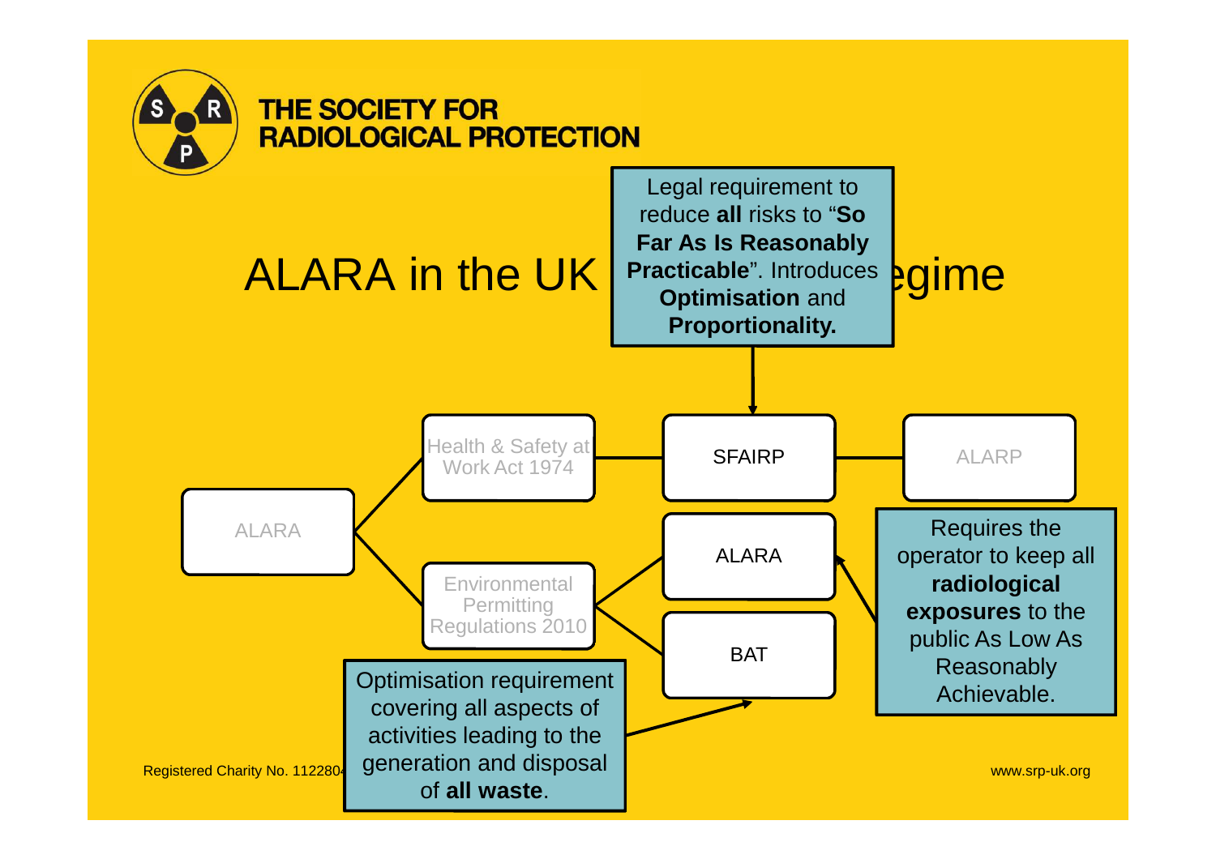# ALARA in the UK Regulatory Regime

Legal requirement to reduce **all** risks to "**So Far As Is Reasonably Practicable**". Introduces **Optimisation** and **Proportionality.**

ALARA

Health & Safety at Work Act 1974

SFAIRP

ALARP

Environmental Permitting Regulations 2010

ALARA

BAT

Requires the operator to keep all **radiological exposures** to the public As Low As Reasonably Achievable.

Optimisation requirement covering all aspects of activities leading to the generation and disposal of **all waste**.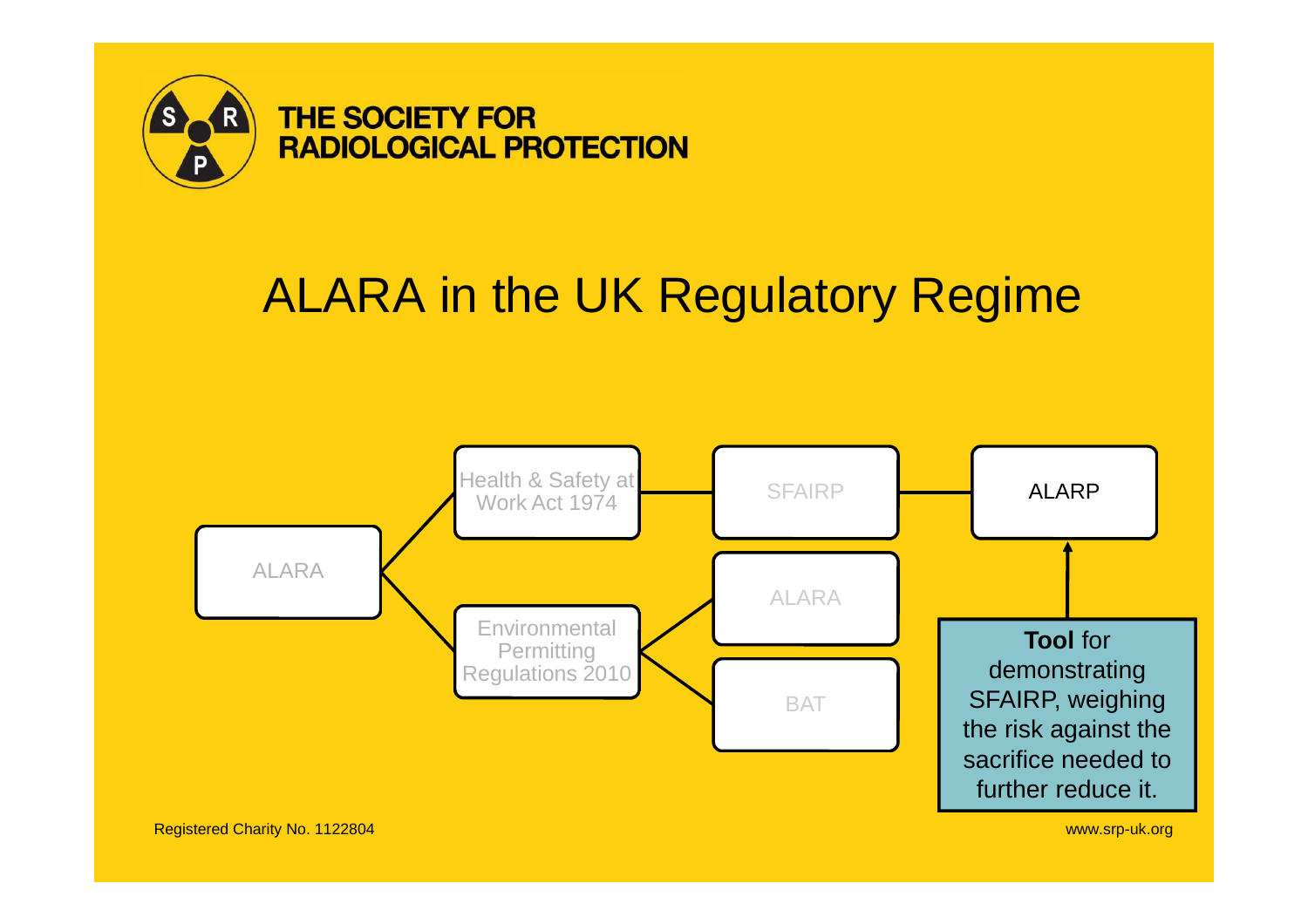THE SOCIETY FOR RADIOLOGICAL PROTECTION

# ALARA in the UK Regulatory Regime

- ALARA
  - Health & Safety at Work Act 1974 → SFAIRP → ALARP
  - Environmental Permitting Regulations 2010
    - ALARA
    - BAT

**Tool** for demonstrating SFAIRP, weighing the risk against the sacrifice needed to further reduce it.

Registered Charity No. 1122804

www.srp-uk.org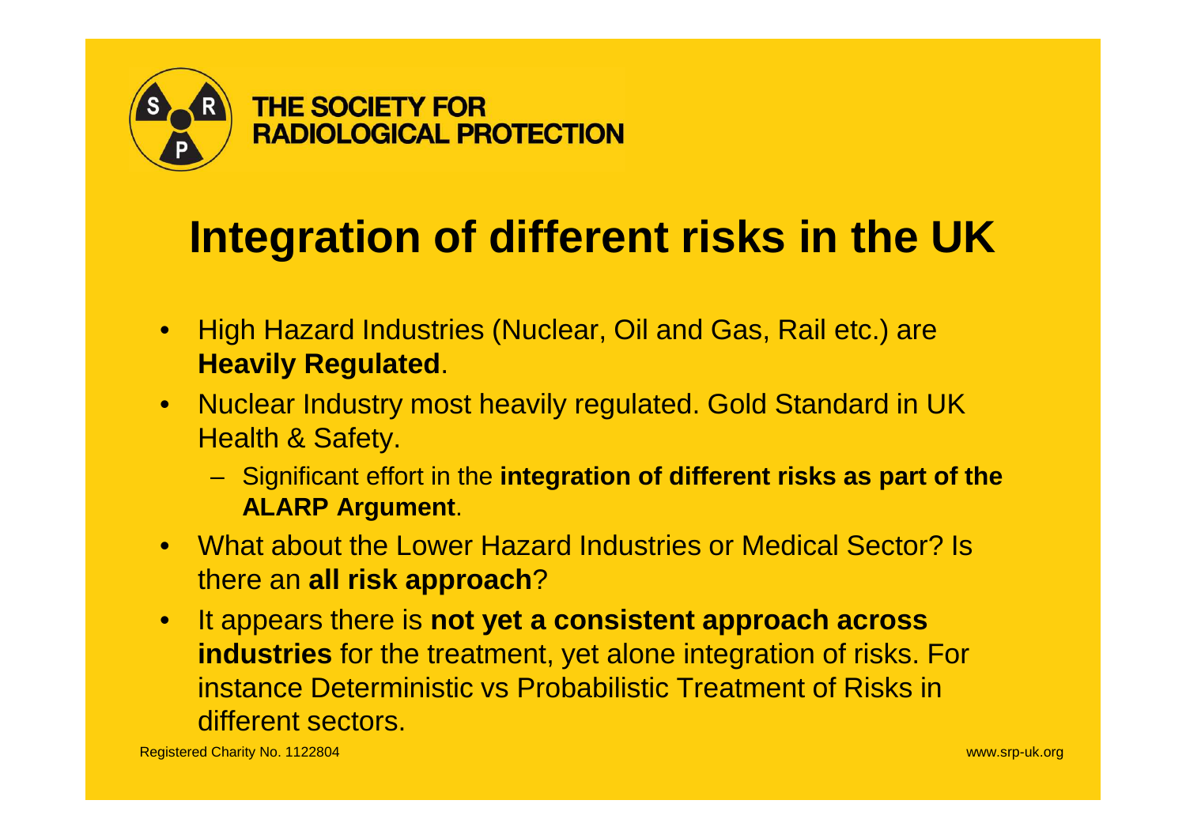# Integration of different risks in the UK

- High Hazard Industries (Nuclear, Oil and Gas, Rail etc.) are **Heavily Regulated**.
- Nuclear Industry most heavily regulated. Gold Standard in UK Health & Safety.
  - Significant effort in the **integration of different risks as part of the ALARP Argument**.
- What about the Lower Hazard Industries or Medical Sector? Is there an **all risk approach**?
- It appears there is **not yet a consistent approach across industries** for the treatment, yet alone integration of risks. For instance Deterministic vs Probabilistic Treatment of Risks in different sectors.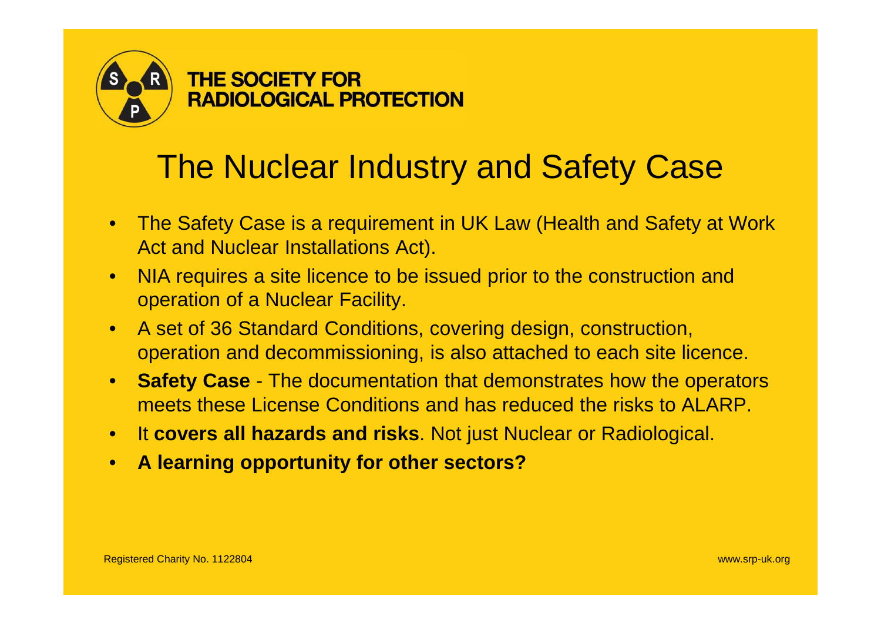# The Nuclear Industry and Safety Case

- The Safety Case is a requirement in UK Law (Health and Safety at Work Act and Nuclear Installations Act).
- NIA requires a site licence to be issued prior to the construction and operation of a Nuclear Facility.
- A set of 36 Standard Conditions, covering design, construction, operation and decommissioning, is also attached to each site licence.
- **Safety Case** - The documentation that demonstrates how the operators meets these License Conditions and has reduced the risks to ALARP.
- It **covers all hazards and risks**. Not just Nuclear or Radiological.
- **A learning opportunity for other sectors?**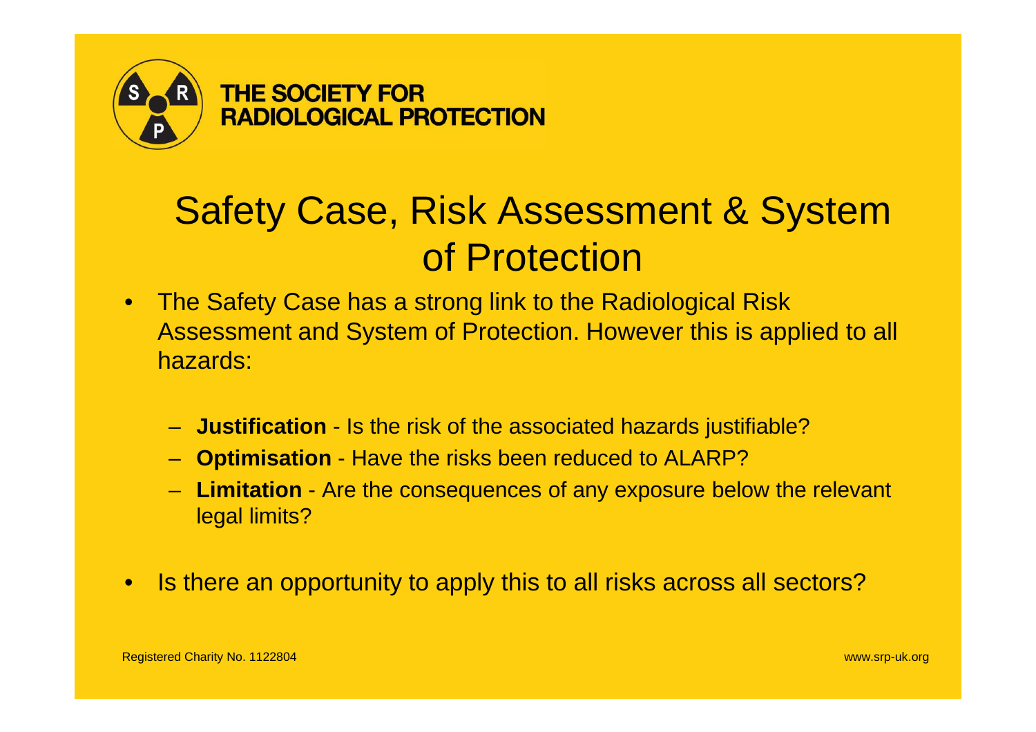# Safety Case, Risk Assessment & System of Protection

- The Safety Case has a strong link to the Radiological Risk Assessment and System of Protection. However this is applied to all hazards:
  - **Justification** - Is the risk of the associated hazards justifiable?
  - **Optimisation** - Have the risks been reduced to ALARP?
  - **Limitation** - Are the consequences of any exposure below the relevant legal limits?
- Is there an opportunity to apply this to all risks across all sectors?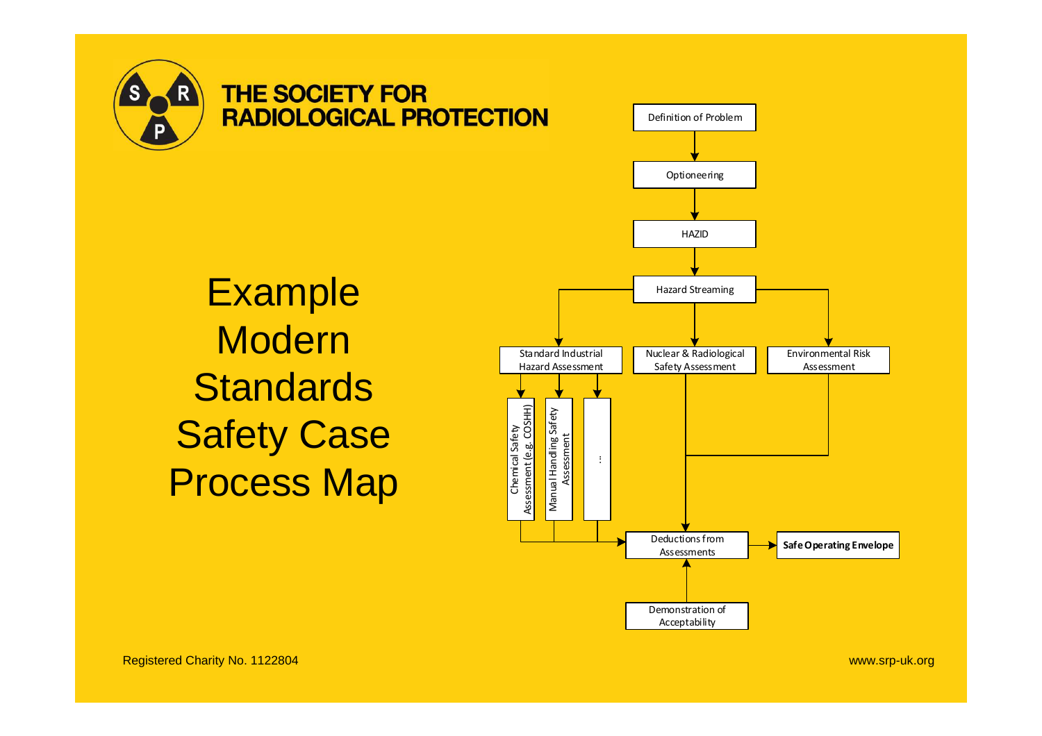# Example Modern Standards Safety Case Process Map

- Definition of Problem
- Optioneering
- HAZID
- Hazard Streaming
  - Standard Industrial Hazard Assessment
    - Chemical Safety Assessment (e.g. COSHH)
    - Manual Handling Safety Assessment
    - …
  - Nuclear & Radiological Safety Assessment
  - Environmental Risk Assessment
- Deductions from Assessments
- Demonstration of Acceptability
- **Safe Operating Envelope**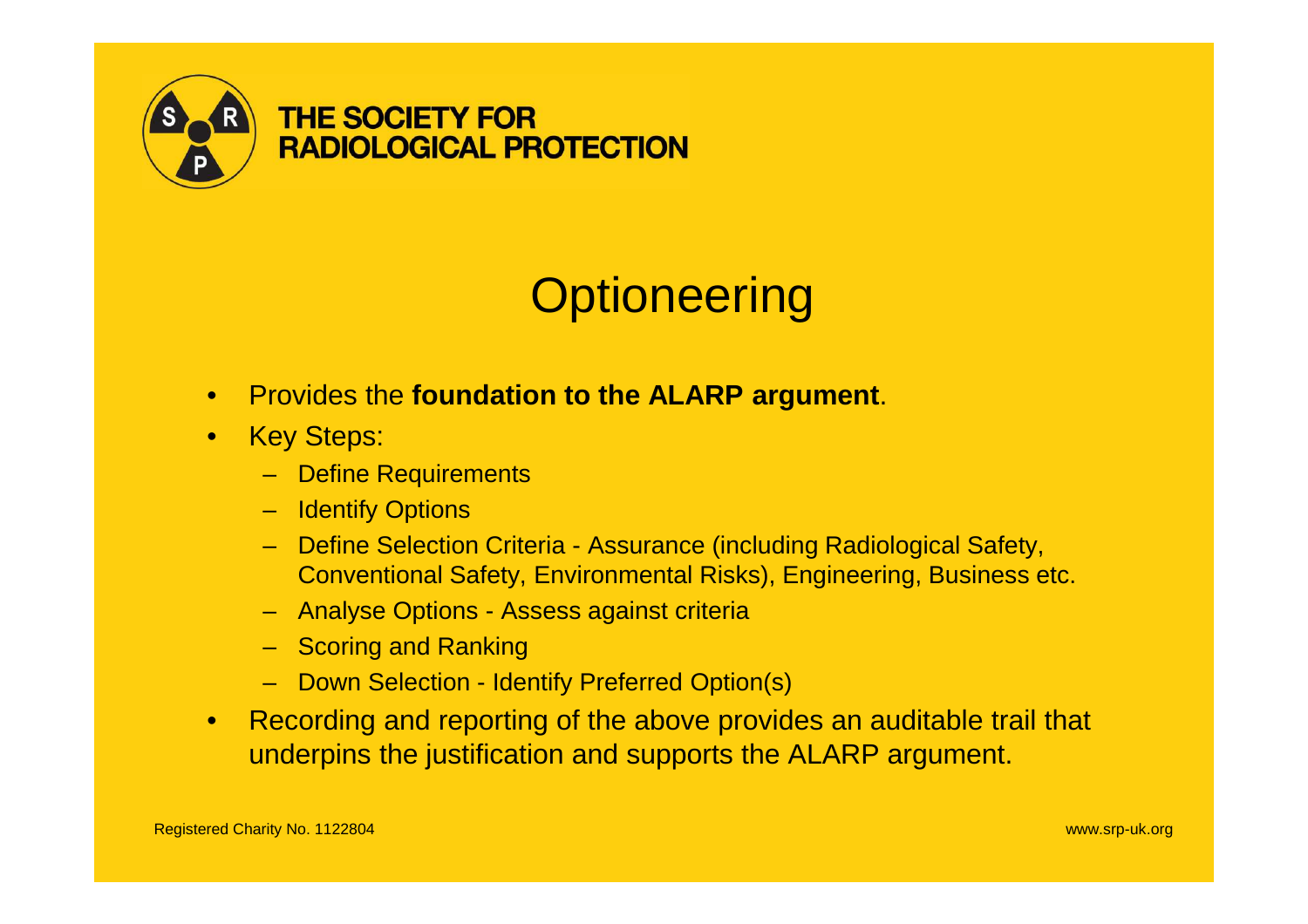# Optioneering

- Provides the **foundation to the ALARP argument**.
- Key Steps:
  - Define Requirements
  - Identify Options
  - Define Selection Criteria - Assurance (including Radiological Safety, Conventional Safety, Environmental Risks), Engineering, Business etc.
  - Analyse Options - Assess against criteria
  - Scoring and Ranking
  - Down Selection - Identify Preferred Option(s)
- Recording and reporting of the above provides an auditable trail that underpins the justification and supports the ALARP argument.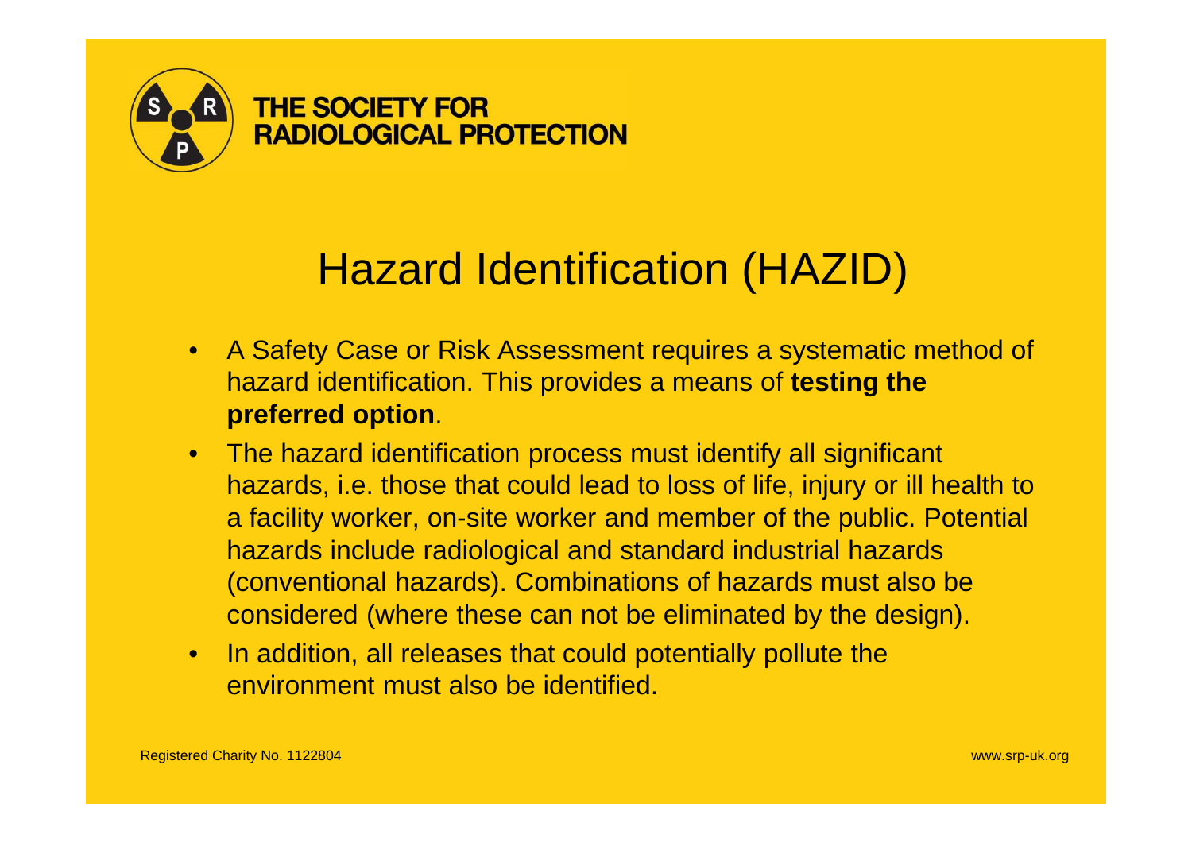# Hazard Identification (HAZID)

- A Safety Case or Risk Assessment requires a systematic method of hazard identification. This provides a means of **testing the preferred option**.
- The hazard identification process must identify all significant hazards, i.e. those that could lead to loss of life, injury or ill health to a facility worker, on-site worker and member of the public. Potential hazards include radiological and standard industrial hazards (conventional hazards). Combinations of hazards must also be considered (where these can not be eliminated by the design).
- In addition, all releases that could potentially pollute the environment must also be identified.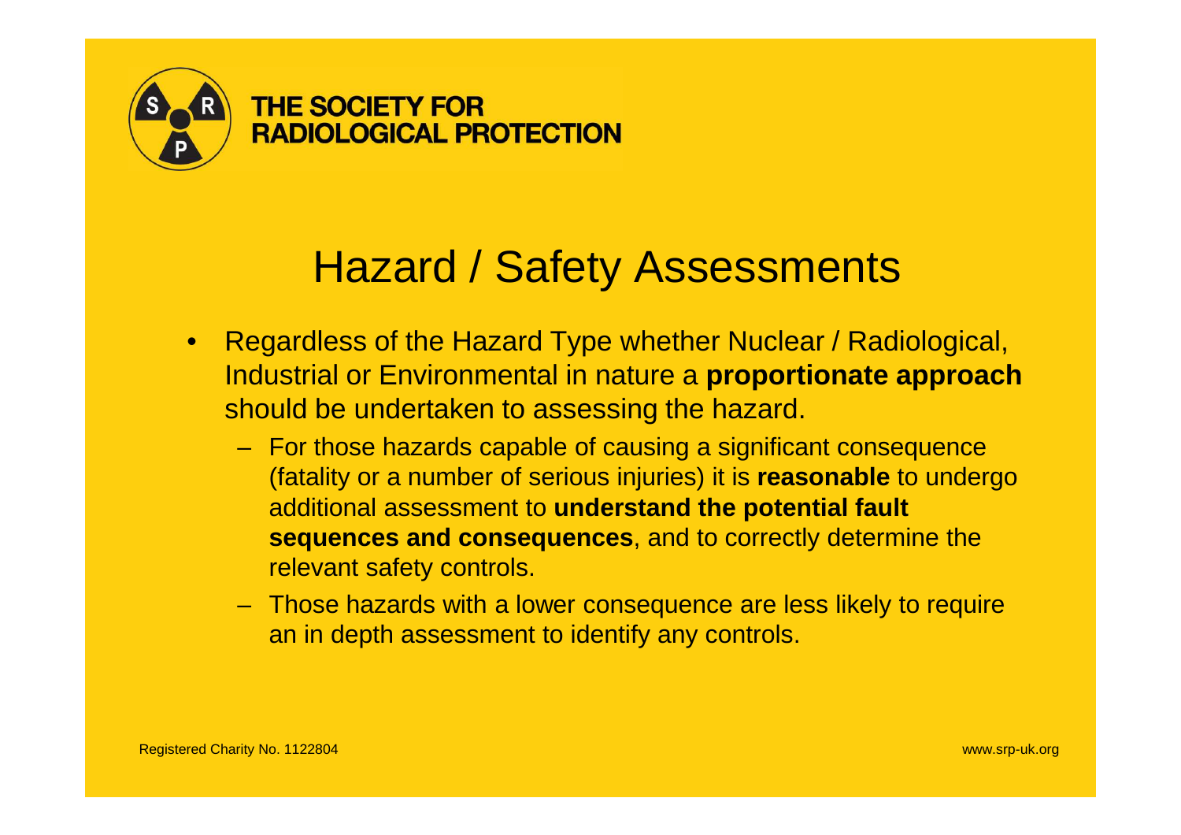# Hazard / Safety Assessments

- Regardless of the Hazard Type whether Nuclear / Radiological, Industrial or Environmental in nature a **proportionate approach** should be undertaken to assessing the hazard.
  - For those hazards capable of causing a significant consequence (fatality or a number of serious injuries) it is **reasonable** to undergo additional assessment to **understand the potential fault sequences and consequences**, and to correctly determine the relevant safety controls.
  - Those hazards with a lower consequence are less likely to require an in depth assessment to identify any controls.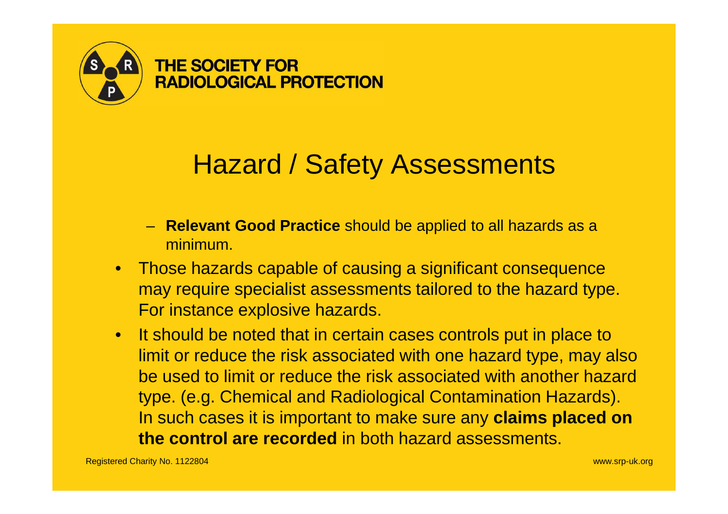# Hazard / Safety Assessments

- **Relevant Good Practice** should be applied to all hazards as a minimum.
- Those hazards capable of causing a significant consequence may require specialist assessments tailored to the hazard type. For instance explosive hazards.
- It should be noted that in certain cases controls put in place to limit or reduce the risk associated with one hazard type, may also be used to limit or reduce the risk associated with another hazard type. (e.g. Chemical and Radiological Contamination Hazards). In such cases it is important to make sure any **claims placed on the control are recorded** in both hazard assessments.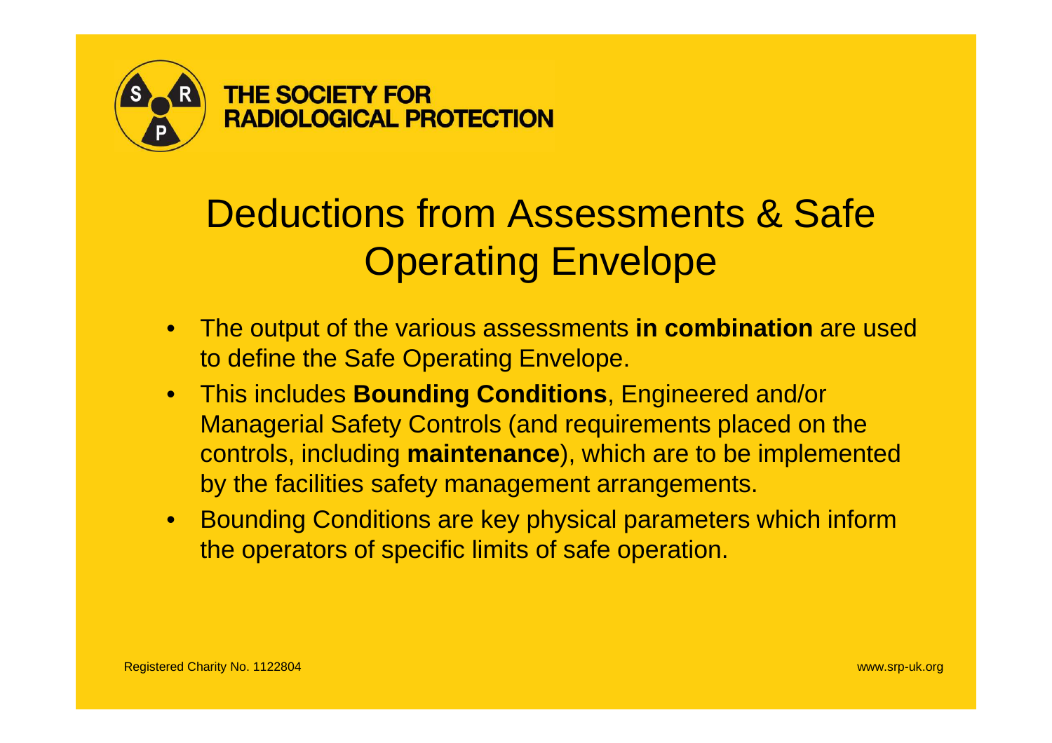# Deductions from Assessments & Safe Operating Envelope

- The output of the various assessments **in combination** are used to define the Safe Operating Envelope.
- This includes **Bounding Conditions**, Engineered and/or Managerial Safety Controls (and requirements placed on the controls, including **maintenance**), which are to be implemented by the facilities safety management arrangements.
- Bounding Conditions are key physical parameters which inform the operators of specific limits of safe operation.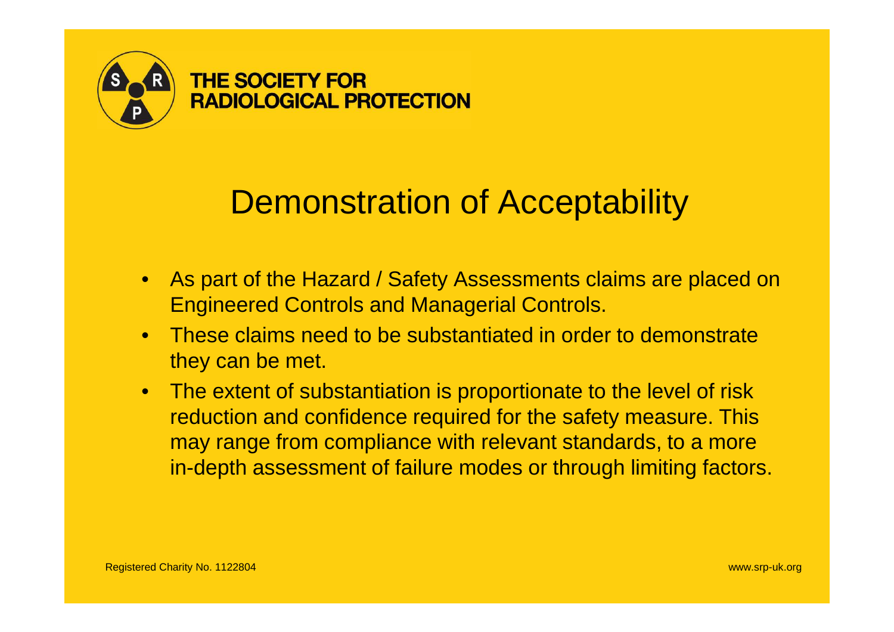# Demonstration of Acceptability

- As part of the Hazard / Safety Assessments claims are placed on Engineered Controls and Managerial Controls.
- These claims need to be substantiated in order to demonstrate they can be met.
- The extent of substantiation is proportionate to the level of risk reduction and confidence required for the safety measure. This may range from compliance with relevant standards, to a more in-depth assessment of failure modes or through limiting factors.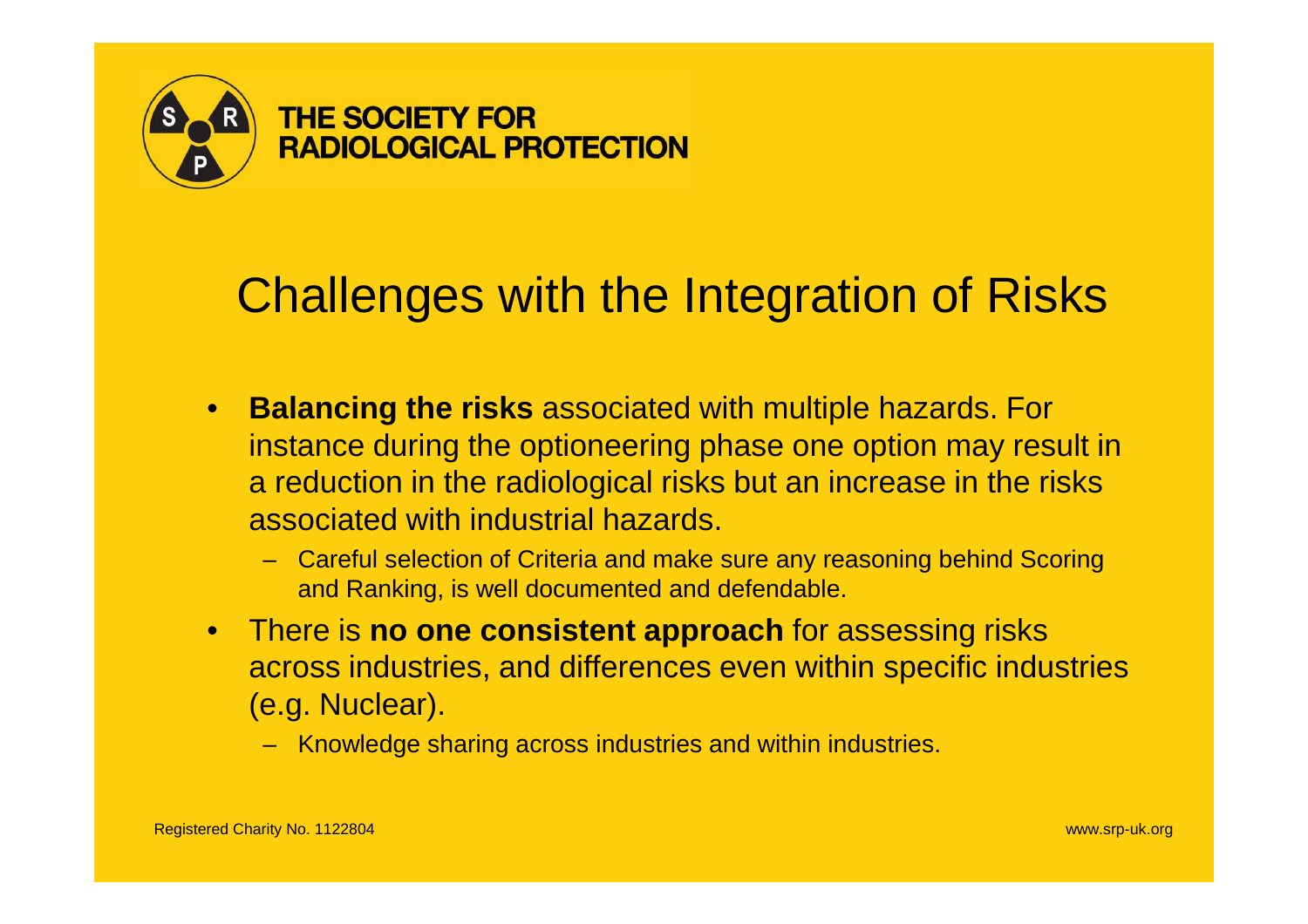# Challenges with the Integration of Risks

- **Balancing the risks** associated with multiple hazards. For instance during the optioneering phase one option may result in a reduction in the radiological risks but an increase in the risks associated with industrial hazards.
  - Careful selection of Criteria and make sure any reasoning behind Scoring and Ranking, is well documented and defendable.
- There is **no one consistent approach** for assessing risks across industries, and differences even within specific industries (e.g. Nuclear).
  - Knowledge sharing across industries and within industries.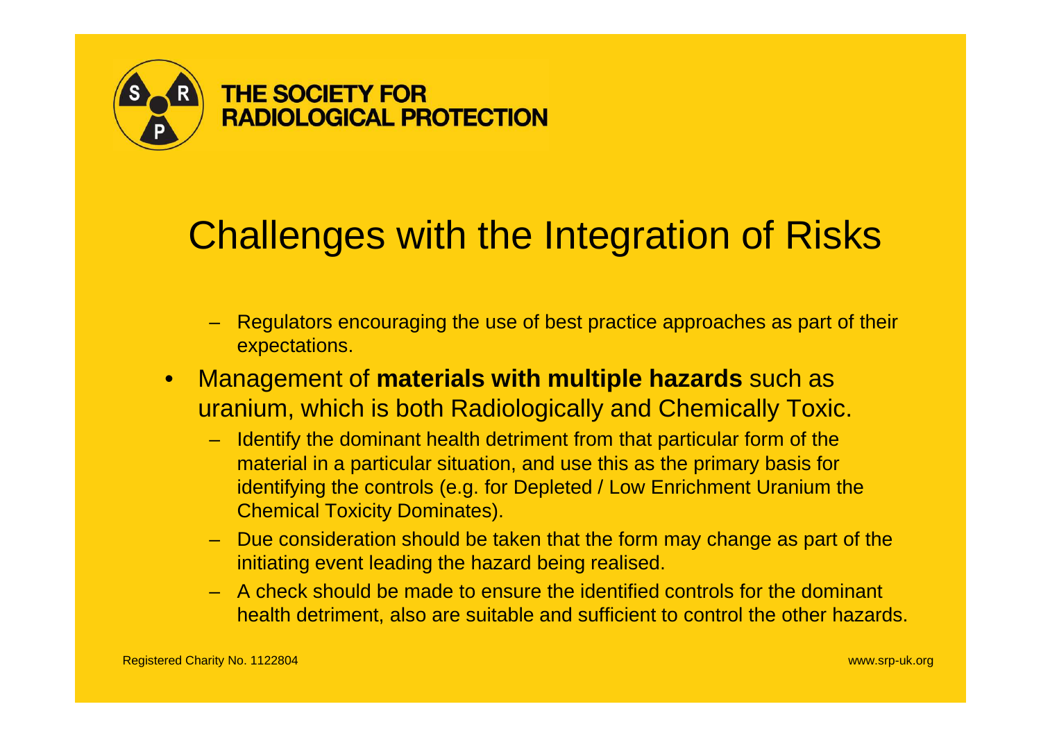# Challenges with the Integration of Risks

- Regulators encouraging the use of best practice approaches as part of their expectations.

- Management of **materials with multiple hazards** such as uranium, which is both Radiologically and Chemically Toxic.
  - Identify the dominant health detriment from that particular form of the material in a particular situation, and use this as the primary basis for identifying the controls (e.g. for Depleted / Low Enrichment Uranium the Chemical Toxicity Dominates).
  - Due consideration should be taken that the form may change as part of the initiating event leading the hazard being realised.
  - A check should be made to ensure the identified controls for the dominant health detriment, also are suitable and sufficient to control the other hazards.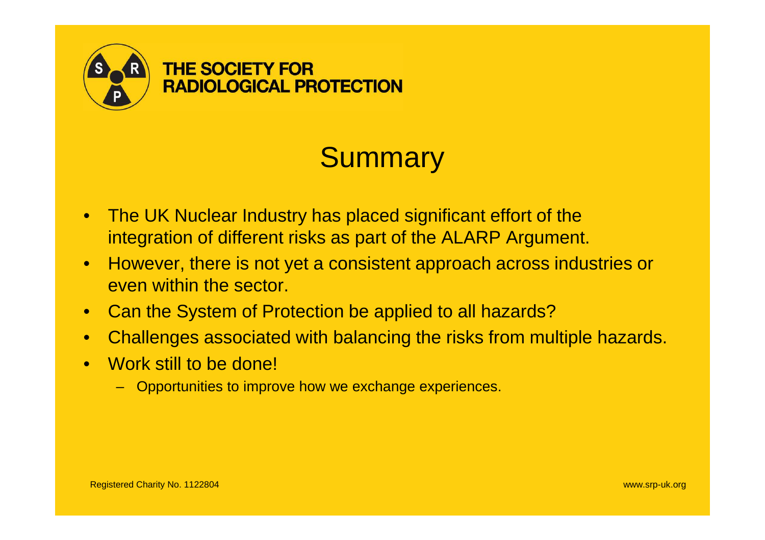# Summary

- The UK Nuclear Industry has placed significant effort of the integration of different risks as part of the ALARP Argument.
- However, there is not yet a consistent approach across industries or even within the sector.
- Can the System of Protection be applied to all hazards?
- Challenges associated with balancing the risks from multiple hazards.
- Work still to be done!
  - Opportunities to improve how we exchange experiences.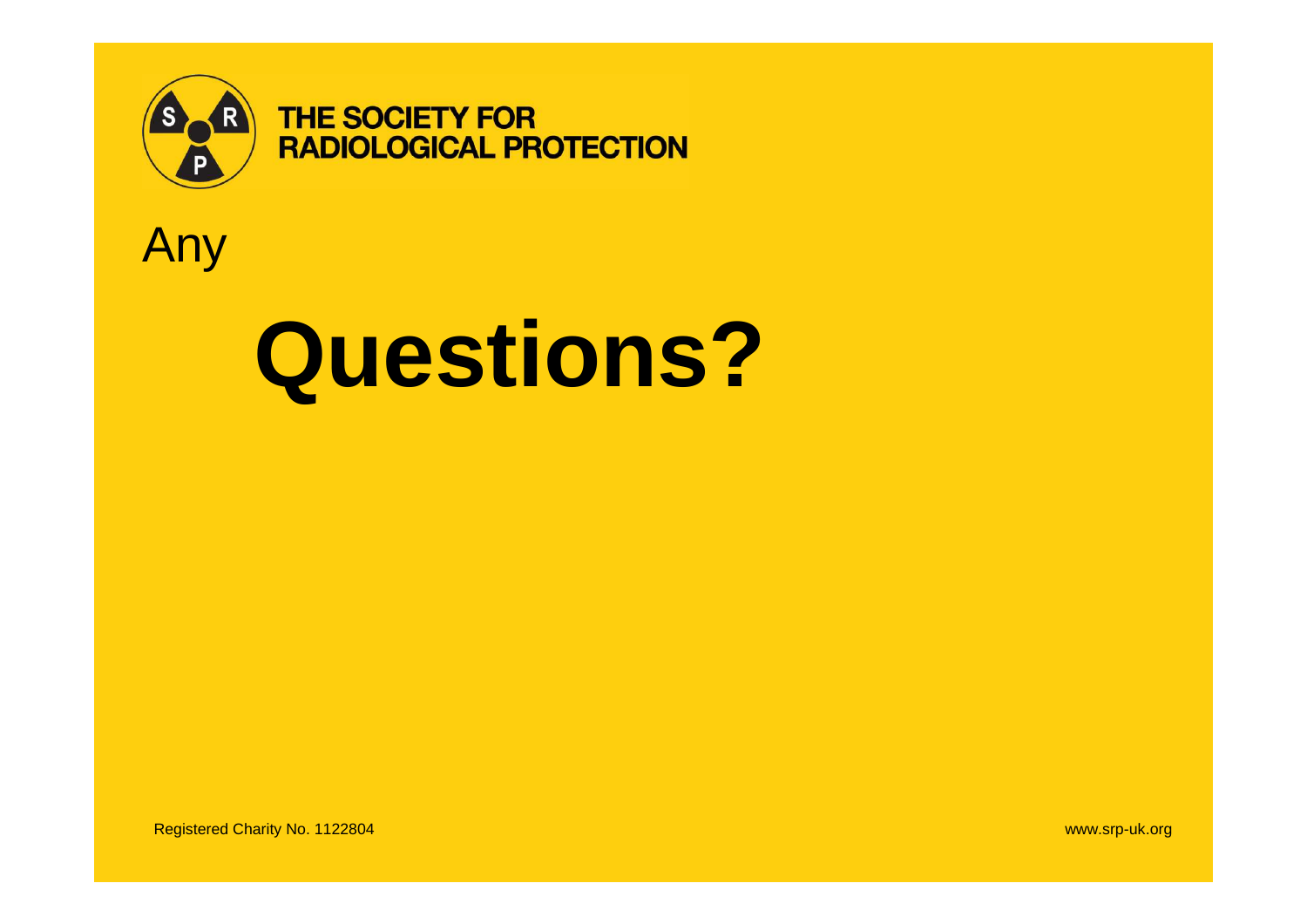THE SOCIETY FOR RADIOLOGICAL PROTECTION

Any

# Questions?

Registered Charity No. 1122804

www.srp-uk.org